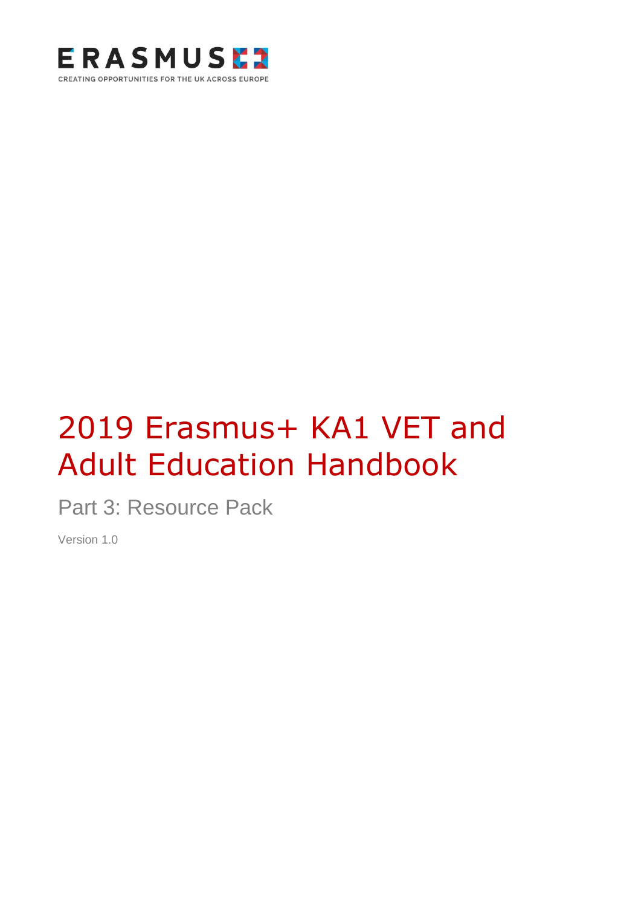ERASMUS+

CREATING OPPORTUNITIES FOR THE UK ACROSS EUROPE

# 2019 Erasmus+ KA1 VET and Adult Education Handbook

## Part 3: Resource Pack

Version 1.0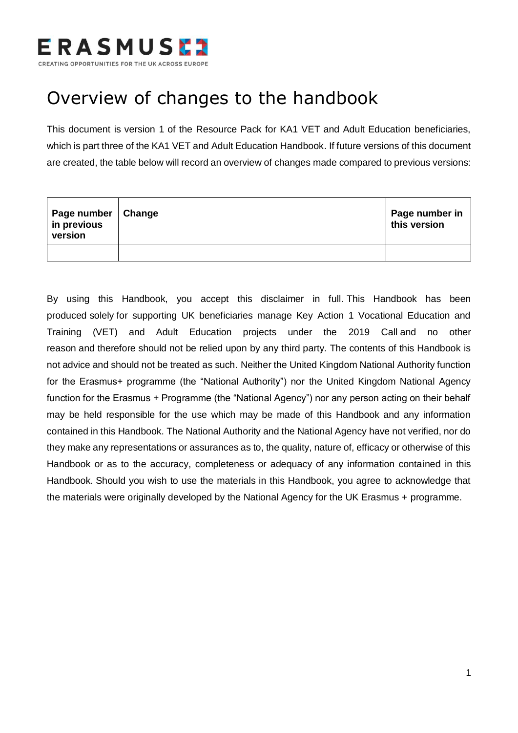# Overview of changes to the handbook

This document is version 1 of the Resource Pack for KA1 VET and Adult Education beneficiaries, which is part three of the KA1 VET and Adult Education Handbook. If future versions of this document are created, the table below will record an overview of changes made compared to previous versions:

| Page number in previous version | Change | Page number in this version |
|---|---|---|
| | | |

By using this Handbook, you accept this disclaimer in full. This Handbook has been produced solely for supporting UK beneficiaries manage Key Action 1 Vocational Education and Training (VET) and Adult Education projects under the 2019 Call and no other reason and therefore should not be relied upon by any third party. The contents of this Handbook is not advice and should not be treated as such. Neither the United Kingdom National Authority function for the Erasmus+ programme (the "National Authority") nor the United Kingdom National Agency function for the Erasmus + Programme (the "National Agency") nor any person acting on their behalf may be held responsible for the use which may be made of this Handbook and any information contained in this Handbook. The National Authority and the National Agency have not verified, nor do they make any representations or assurances as to, the quality, nature of, efficacy or otherwise of this Handbook or as to the accuracy, completeness or adequacy of any information contained in this Handbook. Should you wish to use the materials in this Handbook, you agree to acknowledge that the materials were originally developed by the National Agency for the UK Erasmus + programme.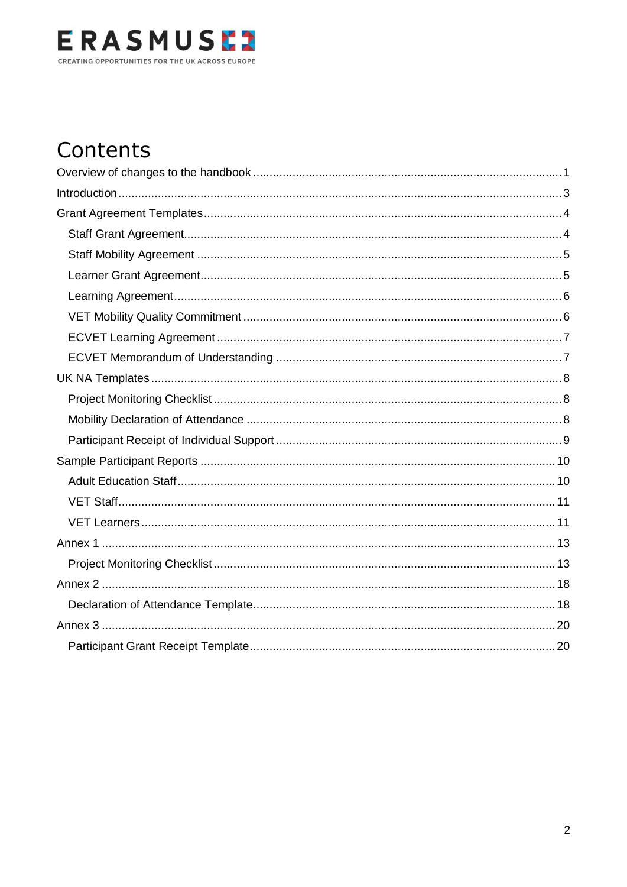# Contents

- Overview of changes to the handbook ..... 1
- Introduction ..... 3
- Grant Agreement Templates ..... 4
  - Staff Grant Agreement ..... 4
  - Staff Mobility Agreement ..... 5
  - Learner Grant Agreement ..... 5
  - Learning Agreement ..... 6
  - VET Mobility Quality Commitment ..... 6
  - ECVET Learning Agreement ..... 7
  - ECVET Memorandum of Understanding ..... 7
- UK NA Templates ..... 8
  - Project Monitoring Checklist ..... 8
  - Mobility Declaration of Attendance ..... 8
  - Participant Receipt of Individual Support ..... 9
- Sample Participant Reports ..... 10
  - Adult Education Staff ..... 10
  - VET Staff ..... 11
  - VET Learners ..... 11
- Annex 1 ..... 13
  - Project Monitoring Checklist ..... 13
- Annex 2 ..... 18
  - Declaration of Attendance Template ..... 18
- Annex 3 ..... 20
  - Participant Grant Receipt Template ..... 20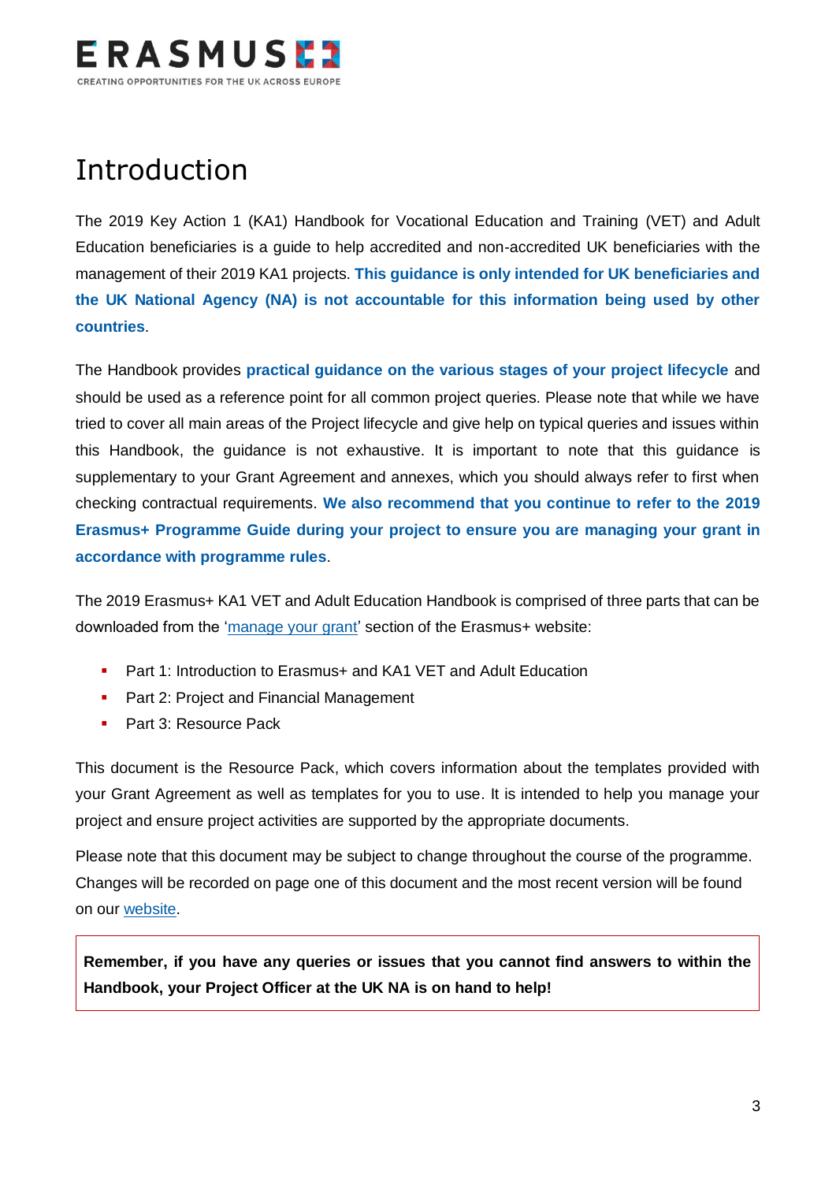# Introduction

The 2019 Key Action 1 (KA1) Handbook for Vocational Education and Training (VET) and Adult Education beneficiaries is a guide to help accredited and non-accredited UK beneficiaries with the management of their 2019 KA1 projects. **This guidance is only intended for UK beneficiaries and the UK National Agency (NA) is not accountable for this information being used by other countries**.

The Handbook provides **practical guidance on the various stages of your project lifecycle** and should be used as a reference point for all common project queries. Please note that while we have tried to cover all main areas of the Project lifecycle and give help on typical queries and issues within this Handbook, the guidance is not exhaustive. It is important to note that this guidance is supplementary to your Grant Agreement and annexes, which you should always refer to first when checking contractual requirements. **We also recommend that you continue to refer to the 2019 Erasmus+ Programme Guide during your project to ensure you are managing your grant in accordance with programme rules**.

The 2019 Erasmus+ KA1 VET and Adult Education Handbook is comprised of three parts that can be downloaded from the 'manage your grant' section of the Erasmus+ website:

- Part 1: Introduction to Erasmus+ and KA1 VET and Adult Education
- Part 2: Project and Financial Management
- Part 3: Resource Pack

This document is the Resource Pack, which covers information about the templates provided with your Grant Agreement as well as templates for you to use. It is intended to help you manage your project and ensure project activities are supported by the appropriate documents.

Please note that this document may be subject to change throughout the course of the programme. Changes will be recorded on page one of this document and the most recent version will be found on our website.

**Remember, if you have any queries or issues that you cannot find answers to within the Handbook, your Project Officer at the UK NA is on hand to help!**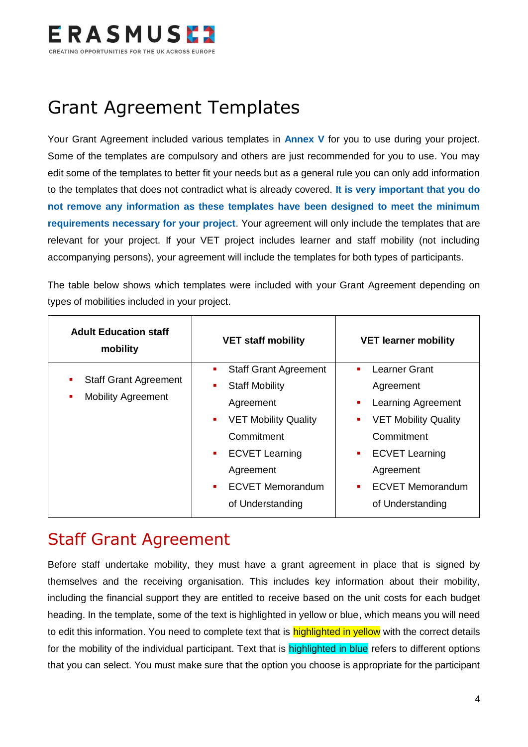# Grant Agreement Templates

Your Grant Agreement included various templates in **Annex V** for you to use during your project. Some of the templates are compulsory and others are just recommended for you to use. You may edit some of the templates to better fit your needs but as a general rule you can only add information to the templates that does not contradict what is already covered. **It is very important that you do not remove any information as these templates have been designed to meet the minimum requirements necessary for your project**. Your agreement will only include the templates that are relevant for your project. If your VET project includes learner and staff mobility (not including accompanying persons), your agreement will include the templates for both types of participants.

The table below shows which templates were included with your Grant Agreement depending on types of mobilities included in your project.

| Adult Education staff mobility | VET staff mobility | VET learner mobility |
|---|---|---|
| ▪ Staff Grant Agreement<br>▪ Mobility Agreement | ▪ Staff Grant Agreement<br>▪ Staff Mobility Agreement<br>▪ VET Mobility Quality Commitment<br>▪ ECVET Learning Agreement<br>▪ ECVET Memorandum of Understanding | ▪ Learner Grant Agreement<br>▪ Learning Agreement<br>▪ VET Mobility Quality Commitment<br>▪ ECVET Learning Agreement<br>▪ ECVET Memorandum of Understanding |

## Staff Grant Agreement

Before staff undertake mobility, they must have a grant agreement in place that is signed by themselves and the receiving organisation. This includes key information about their mobility, including the financial support they are entitled to receive based on the unit costs for each budget heading. In the template, some of the text is highlighted in yellow or blue, which means you will need to edit this information. You need to complete text that is highlighted in yellow with the correct details for the mobility of the individual participant. Text that is highlighted in blue refers to different options that you can select. You must make sure that the option you choose is appropriate for the participant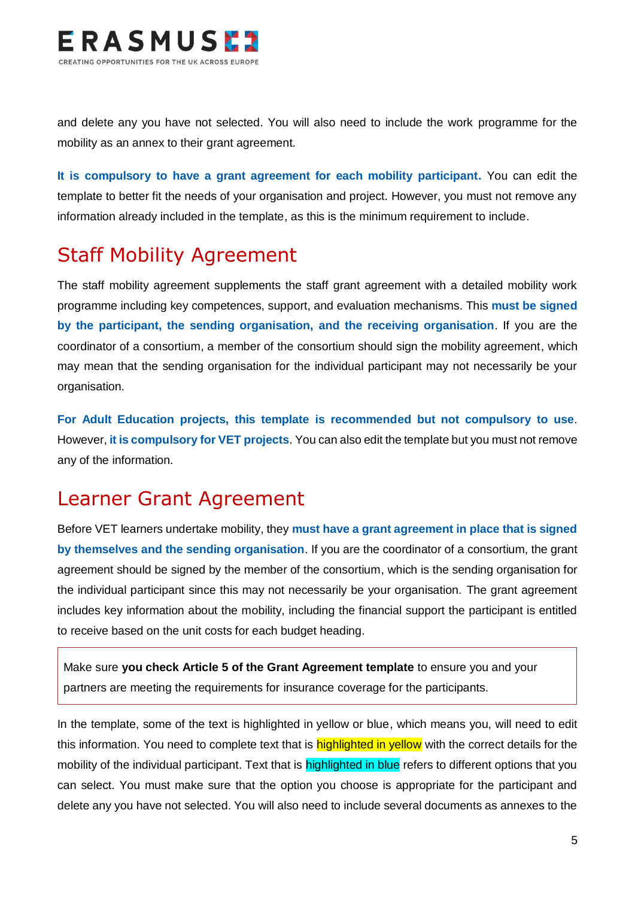and delete any you have not selected. You will also need to include the work programme for the mobility as an annex to their grant agreement.

**It is compulsory to have a grant agreement for each mobility participant.** You can edit the template to better fit the needs of your organisation and project. However, you must not remove any information already included in the template, as this is the minimum requirement to include.

## Staff Mobility Agreement

The staff mobility agreement supplements the staff grant agreement with a detailed mobility work programme including key competences, support, and evaluation mechanisms. This **must be signed by the participant, the sending organisation, and the receiving organisation**. If you are the coordinator of a consortium, a member of the consortium should sign the mobility agreement, which may mean that the sending organisation for the individual participant may not necessarily be your organisation.

**For Adult Education projects, this template is recommended but not compulsory to use**. However, **it is compulsory for VET projects**. You can also edit the template but you must not remove any of the information.

## Learner Grant Agreement

Before VET learners undertake mobility, they **must have a grant agreement in place that is signed by themselves and the sending organisation**. If you are the coordinator of a consortium, the grant agreement should be signed by the member of the consortium, which is the sending organisation for the individual participant since this may not necessarily be your organisation. The grant agreement includes key information about the mobility, including the financial support the participant is entitled to receive based on the unit costs for each budget heading.

> Make sure **you check Article 5 of the Grant Agreement template** to ensure you and your partners are meeting the requirements for insurance coverage for the participants.

In the template, some of the text is highlighted in yellow or blue, which means you, will need to edit this information. You need to complete text that is highlighted in yellow with the correct details for the mobility of the individual participant. Text that is highlighted in blue refers to different options that you can select. You must make sure that the option you choose is appropriate for the participant and delete any you have not selected. You will also need to include several documents as annexes to the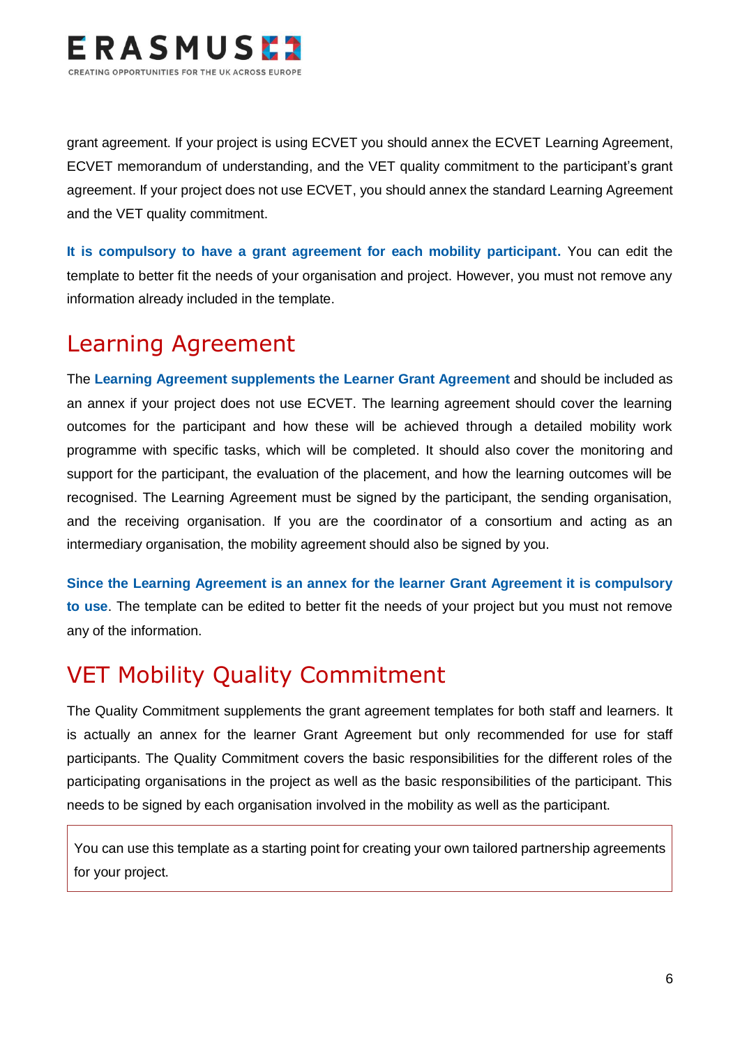grant agreement. If your project is using ECVET you should annex the ECVET Learning Agreement, ECVET memorandum of understanding, and the VET quality commitment to the participant's grant agreement. If your project does not use ECVET, you should annex the standard Learning Agreement and the VET quality commitment.

**It is compulsory to have a grant agreement for each mobility participant.** You can edit the template to better fit the needs of your organisation and project. However, you must not remove any information already included in the template.

## Learning Agreement

The **Learning Agreement supplements the Learner Grant Agreement** and should be included as an annex if your project does not use ECVET. The learning agreement should cover the learning outcomes for the participant and how these will be achieved through a detailed mobility work programme with specific tasks, which will be completed. It should also cover the monitoring and support for the participant, the evaluation of the placement, and how the learning outcomes will be recognised. The Learning Agreement must be signed by the participant, the sending organisation, and the receiving organisation. If you are the coordinator of a consortium and acting as an intermediary organisation, the mobility agreement should also be signed by you.

**Since the Learning Agreement is an annex for the learner Grant Agreement it is compulsory to use**. The template can be edited to better fit the needs of your project but you must not remove any of the information.

## VET Mobility Quality Commitment

The Quality Commitment supplements the grant agreement templates for both staff and learners. It is actually an annex for the learner Grant Agreement but only recommended for use for staff participants. The Quality Commitment covers the basic responsibilities for the different roles of the participating organisations in the project as well as the basic responsibilities of the participant. This needs to be signed by each organisation involved in the mobility as well as the participant.

> You can use this template as a starting point for creating your own tailored partnership agreements for your project.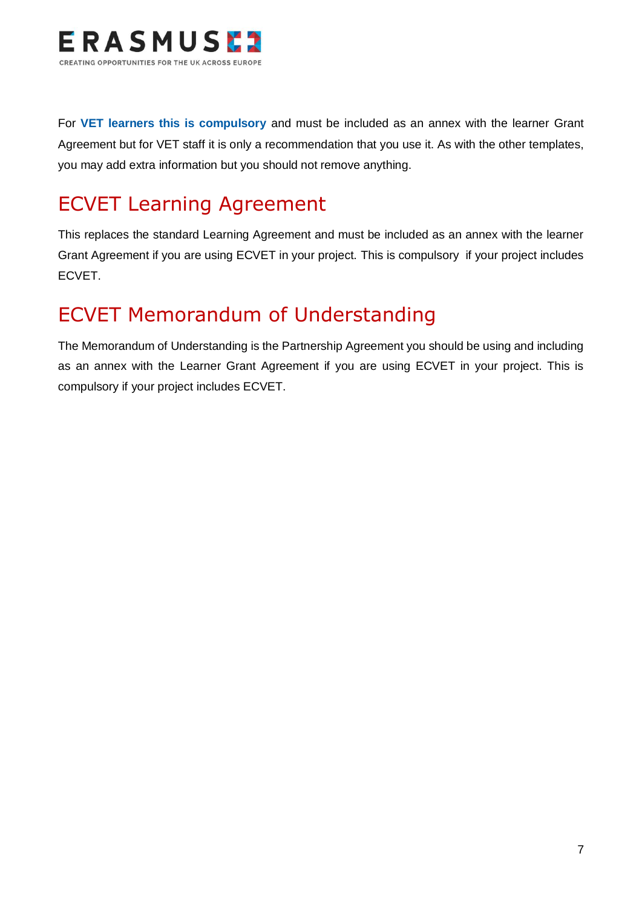For **VET learners this is compulsory** and must be included as an annex with the learner Grant Agreement but for VET staff it is only a recommendation that you use it. As with the other templates, you may add extra information but you should not remove anything.

## ECVET Learning Agreement

This replaces the standard Learning Agreement and must be included as an annex with the learner Grant Agreement if you are using ECVET in your project. This is compulsory if your project includes ECVET.

## ECVET Memorandum of Understanding

The Memorandum of Understanding is the Partnership Agreement you should be using and including as an annex with the Learner Grant Agreement if you are using ECVET in your project. This is compulsory if your project includes ECVET.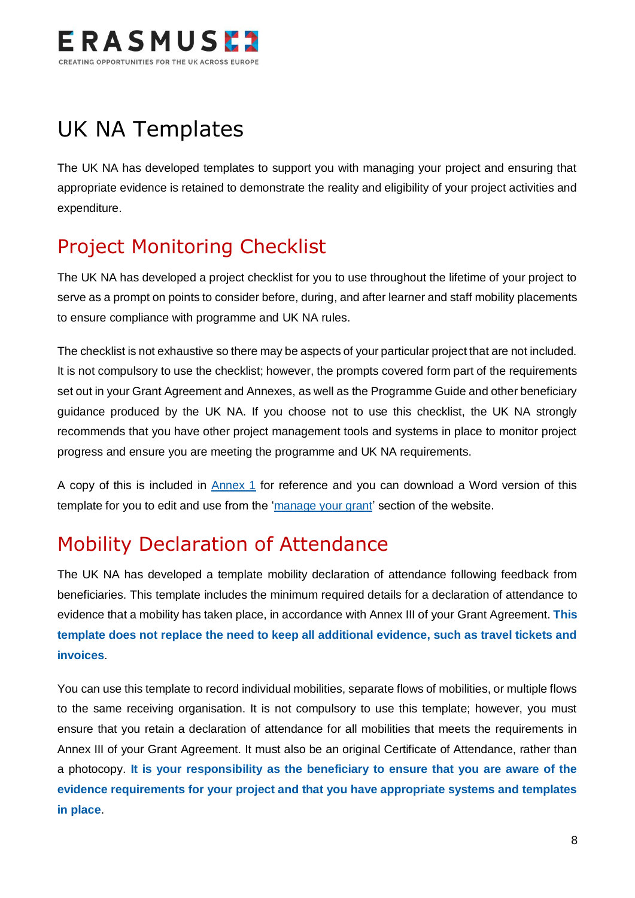# UK NA Templates

The UK NA has developed templates to support you with managing your project and ensuring that appropriate evidence is retained to demonstrate the reality and eligibility of your project activities and expenditure.

## Project Monitoring Checklist

The UK NA has developed a project checklist for you to use throughout the lifetime of your project to serve as a prompt on points to consider before, during, and after learner and staff mobility placements to ensure compliance with programme and UK NA rules.

The checklist is not exhaustive so there may be aspects of your particular project that are not included. It is not compulsory to use the checklist; however, the prompts covered form part of the requirements set out in your Grant Agreement and Annexes, as well as the Programme Guide and other beneficiary guidance produced by the UK NA. If you choose not to use this checklist, the UK NA strongly recommends that you have other project management tools and systems in place to monitor project progress and ensure you are meeting the programme and UK NA requirements.

A copy of this is included in Annex 1 for reference and you can download a Word version of this template for you to edit and use from the 'manage your grant' section of the website.

## Mobility Declaration of Attendance

The UK NA has developed a template mobility declaration of attendance following feedback from beneficiaries. This template includes the minimum required details for a declaration of attendance to evidence that a mobility has taken place, in accordance with Annex III of your Grant Agreement. **This template does not replace the need to keep all additional evidence, such as travel tickets and invoices**.

You can use this template to record individual mobilities, separate flows of mobilities, or multiple flows to the same receiving organisation. It is not compulsory to use this template; however, you must ensure that you retain a declaration of attendance for all mobilities that meets the requirements in Annex III of your Grant Agreement. It must also be an original Certificate of Attendance, rather than a photocopy. **It is your responsibility as the beneficiary to ensure that you are aware of the evidence requirements for your project and that you have appropriate systems and templates in place**.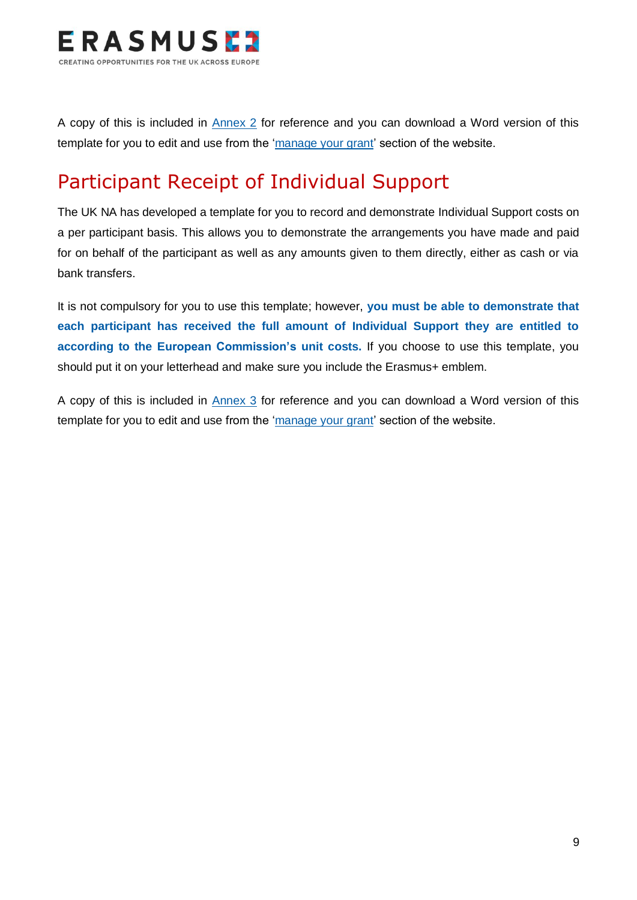A copy of this is included in [Annex 2](#) for reference and you can download a Word version of this template for you to edit and use from the '[manage your grant](#)' section of the website.

## Participant Receipt of Individual Support

The UK NA has developed a template for you to record and demonstrate Individual Support costs on a per participant basis. This allows you to demonstrate the arrangements you have made and paid for on behalf of the participant as well as any amounts given to them directly, either as cash or via bank transfers.

It is not compulsory for you to use this template; however, **you must be able to demonstrate that each participant has received the full amount of Individual Support they are entitled to according to the European Commission's unit costs.** If you choose to use this template, you should put it on your letterhead and make sure you include the Erasmus+ emblem.

A copy of this is included in [Annex 3](#) for reference and you can download a Word version of this template for you to edit and use from the '[manage your grant](#)' section of the website.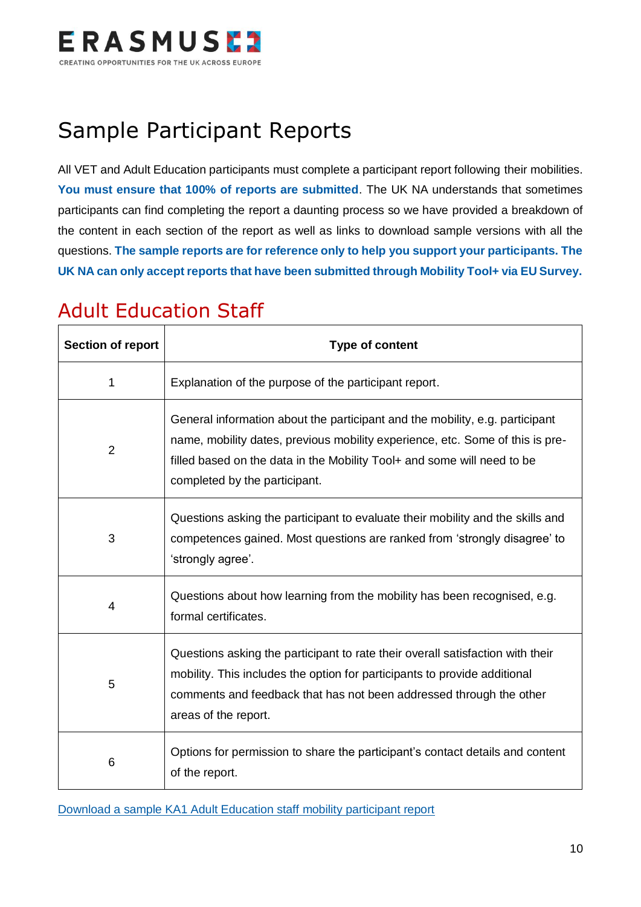# Sample Participant Reports

All VET and Adult Education participants must complete a participant report following their mobilities. **You must ensure that 100% of reports are submitted**. The UK NA understands that sometimes participants can find completing the report a daunting process so we have provided a breakdown of the content in each section of the report as well as links to download sample versions with all the questions. **The sample reports are for reference only to help you support your participants. The UK NA can only accept reports that have been submitted through Mobility Tool+ via EU Survey.**

## Adult Education Staff

| Section of report | Type of content |
|---|---|
| 1 | Explanation of the purpose of the participant report. |
| 2 | General information about the participant and the mobility, e.g. participant name, mobility dates, previous mobility experience, etc. Some of this is pre-filled based on the data in the Mobility Tool+ and some will need to be completed by the participant. |
| 3 | Questions asking the participant to evaluate their mobility and the skills and competences gained. Most questions are ranked from 'strongly disagree' to 'strongly agree'. |
| 4 | Questions about how learning from the mobility has been recognised, e.g. formal certificates. |
| 5 | Questions asking the participant to rate their overall satisfaction with their mobility. This includes the option for participants to provide additional comments and feedback that has not been addressed through the other areas of the report. |
| 6 | Options for permission to share the participant's contact details and content of the report. |

Download a sample KA1 Adult Education staff mobility participant report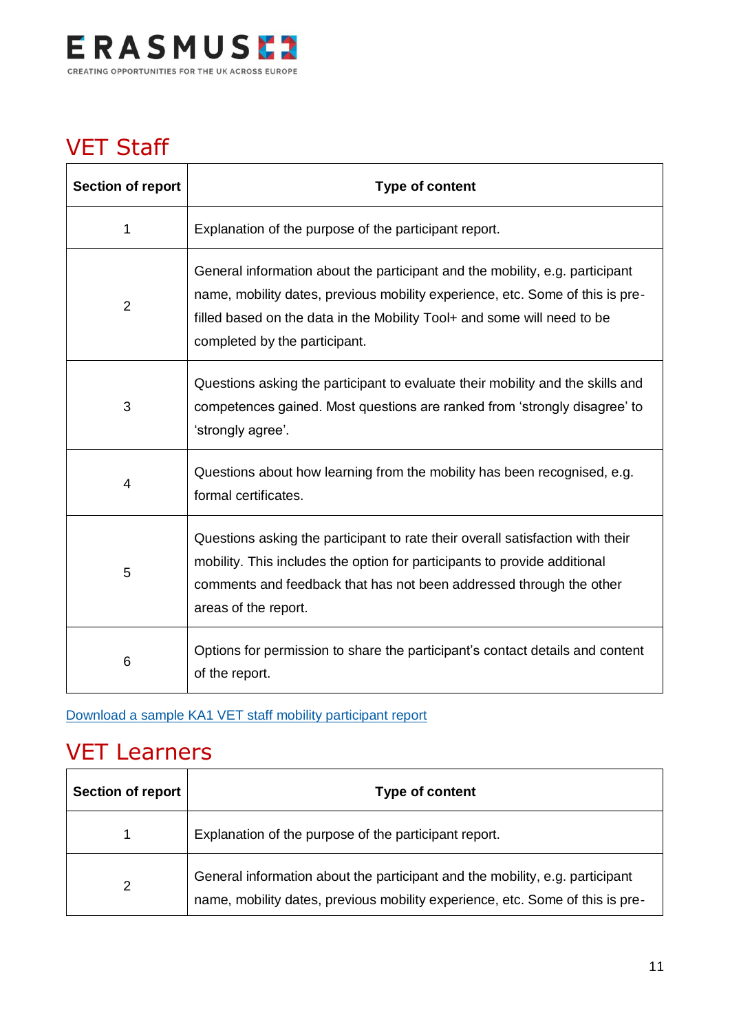## VET Staff

| Section of report | Type of content |
|---|---|
| 1 | Explanation of the purpose of the participant report. |
| 2 | General information about the participant and the mobility, e.g. participant name, mobility dates, previous mobility experience, etc. Some of this is pre-filled based on the data in the Mobility Tool+ and some will need to be completed by the participant. |
| 3 | Questions asking the participant to evaluate their mobility and the skills and competences gained. Most questions are ranked from 'strongly disagree' to 'strongly agree'. |
| 4 | Questions about how learning from the mobility has been recognised, e.g. formal certificates. |
| 5 | Questions asking the participant to rate their overall satisfaction with their mobility. This includes the option for participants to provide additional comments and feedback that has not been addressed through the other areas of the report. |
| 6 | Options for permission to share the participant's contact details and content of the report. |

Download a sample KA1 VET staff mobility participant report

## VET Learners

| Section of report | Type of content |
|---|---|
| 1 | Explanation of the purpose of the participant report. |
| 2 | General information about the participant and the mobility, e.g. participant name, mobility dates, previous mobility experience, etc. Some of this is pre- |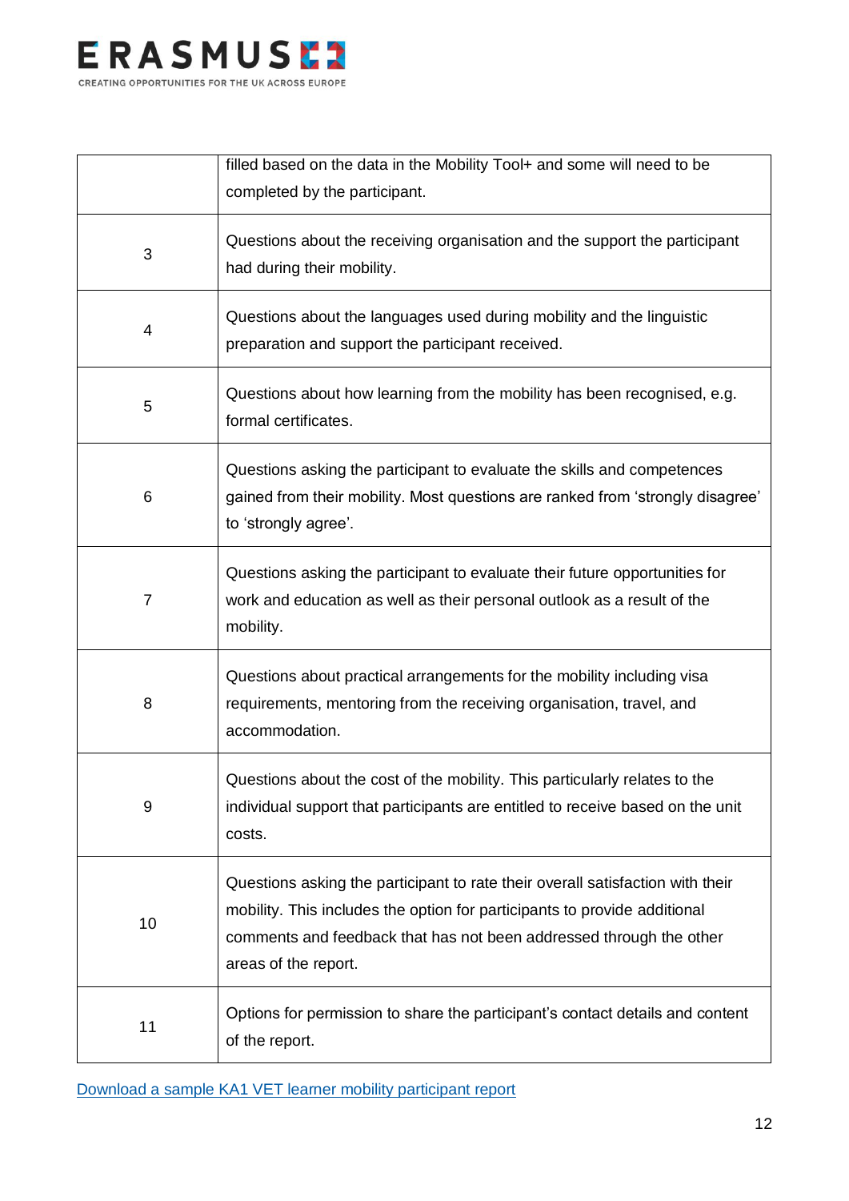| | |
|---|---|
| | filled based on the data in the Mobility Tool+ and some will need to be completed by the participant. |
| 3 | Questions about the receiving organisation and the support the participant had during their mobility. |
| 4 | Questions about the languages used during mobility and the linguistic preparation and support the participant received. |
| 5 | Questions about how learning from the mobility has been recognised, e.g. formal certificates. |
| 6 | Questions asking the participant to evaluate the skills and competences gained from their mobility. Most questions are ranked from 'strongly disagree' to 'strongly agree'. |
| 7 | Questions asking the participant to evaluate their future opportunities for work and education as well as their personal outlook as a result of the mobility. |
| 8 | Questions about practical arrangements for the mobility including visa requirements, mentoring from the receiving organisation, travel, and accommodation. |
| 9 | Questions about the cost of the mobility. This particularly relates to the individual support that participants are entitled to receive based on the unit costs. |
| 10 | Questions asking the participant to rate their overall satisfaction with their mobility. This includes the option for participants to provide additional comments and feedback that has not been addressed through the other areas of the report. |
| 11 | Options for permission to share the participant's contact details and content of the report. |

Download a sample KA1 VET learner mobility participant report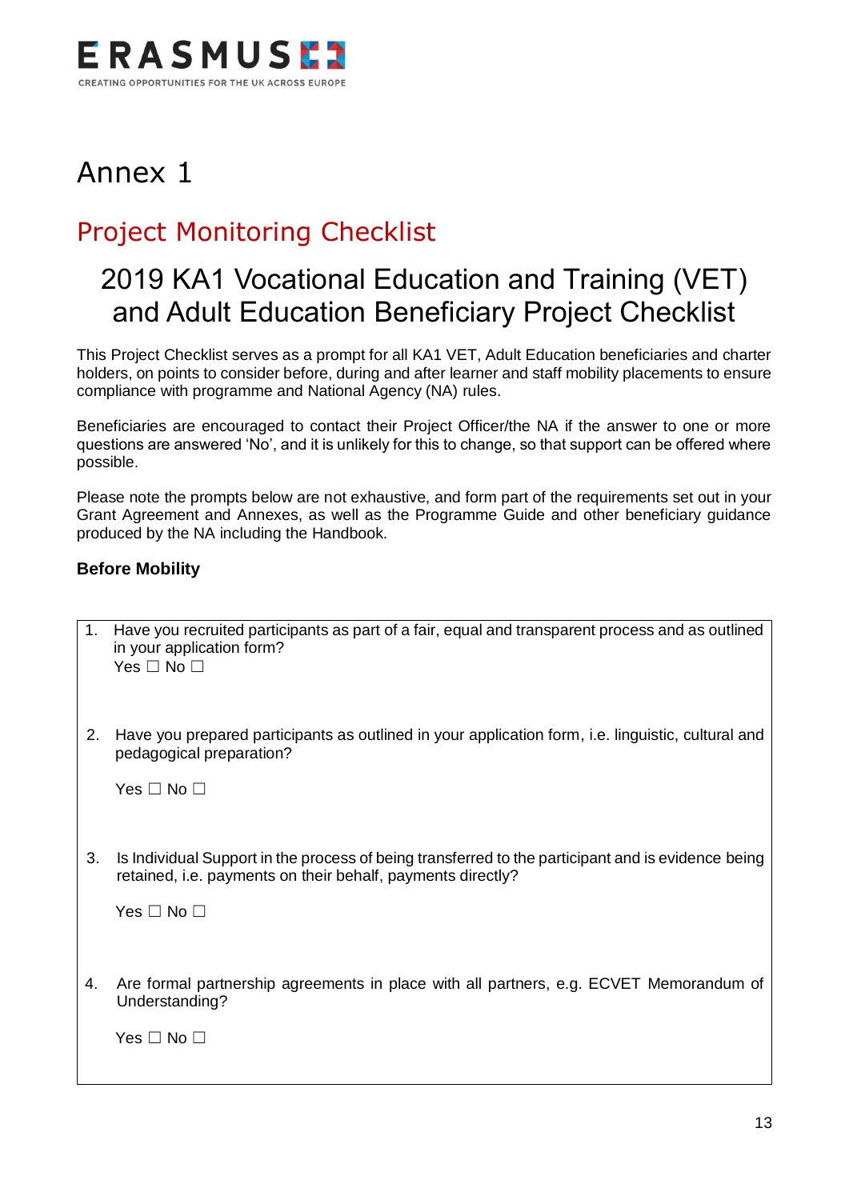ERASMUS+ CREATING OPPORTUNITIES FOR THE UK ACROSS EUROPE

# Annex 1

## Project Monitoring Checklist

## 2019 KA1 Vocational Education and Training (VET) and Adult Education Beneficiary Project Checklist

This Project Checklist serves as a prompt for all KA1 VET, Adult Education beneficiaries and charter holders, on points to consider before, during and after learner and staff mobility placements to ensure compliance with programme and National Agency (NA) rules.

Beneficiaries are encouraged to contact their Project Officer/the NA if the answer to one or more questions are answered 'No', and it is unlikely for this to change, so that support can be offered where possible.

Please note the prompts below are not exhaustive, and form part of the requirements set out in your Grant Agreement and Annexes, as well as the Programme Guide and other beneficiary guidance produced by the NA including the Handbook.

**Before Mobility**

1. Have you recruited participants as part of a fair, equal and transparent process and as outlined in your application form?
   Yes ☐ No ☐

2. Have you prepared participants as outlined in your application form, i.e. linguistic, cultural and pedagogical preparation?

   Yes ☐ No ☐

3. Is Individual Support in the process of being transferred to the participant and is evidence being retained, i.e. payments on their behalf, payments directly?

   Yes ☐ No ☐

4. Are formal partnership agreements in place with all partners, e.g. ECVET Memorandum of Understanding?

   Yes ☐ No ☐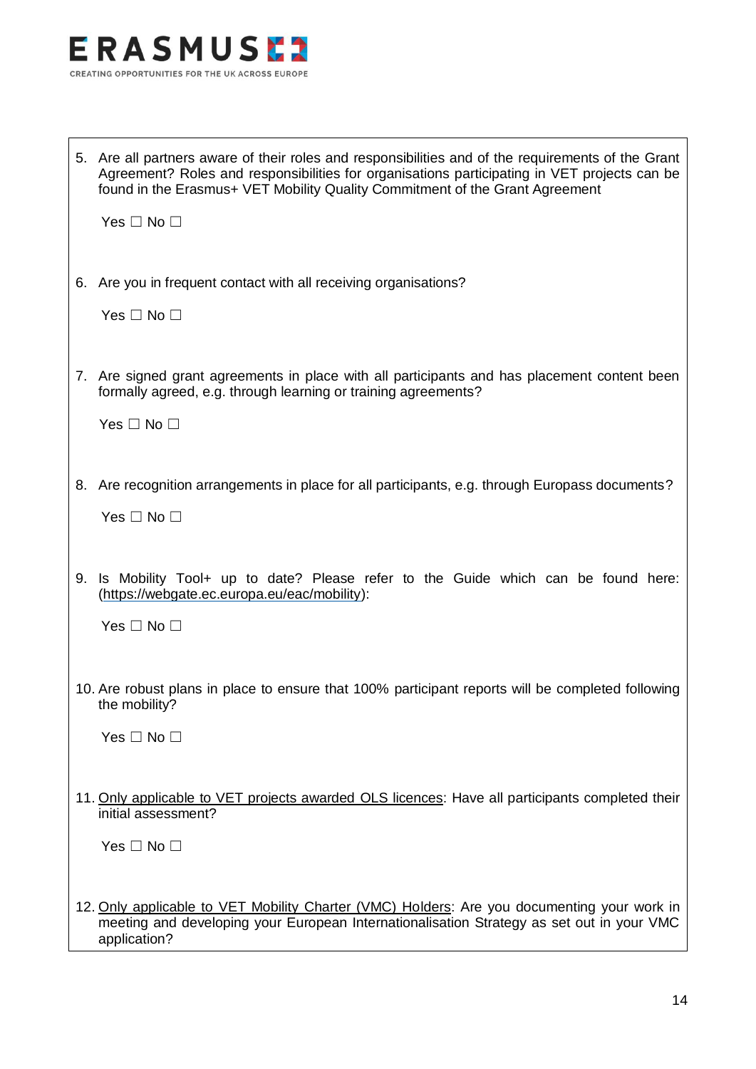5. Are all partners aware of their roles and responsibilities and of the requirements of the Grant Agreement? Roles and responsibilities for organisations participating in VET projects can be found in the Erasmus+ VET Mobility Quality Commitment of the Grant Agreement

   Yes ☐ No ☐

6. Are you in frequent contact with all receiving organisations?

   Yes ☐ No ☐

7. Are signed grant agreements in place with all participants and has placement content been formally agreed, e.g. through learning or training agreements?

   Yes ☐ No ☐

8. Are recognition arrangements in place for all participants, e.g. through Europass documents?

   Yes ☐ No ☐

9. Is Mobility Tool+ up to date? Please refer to the Guide which can be found here: (https://webgate.ec.europa.eu/eac/mobility):

   Yes ☐ No ☐

10. Are robust plans in place to ensure that 100% participant reports will be completed following the mobility?

    Yes ☐ No ☐

11. Only applicable to VET projects awarded OLS licences: Have all participants completed their initial assessment?

    Yes ☐ No ☐

12. Only applicable to VET Mobility Charter (VMC) Holders: Are you documenting your work in meeting and developing your European Internationalisation Strategy as set out in your VMC application?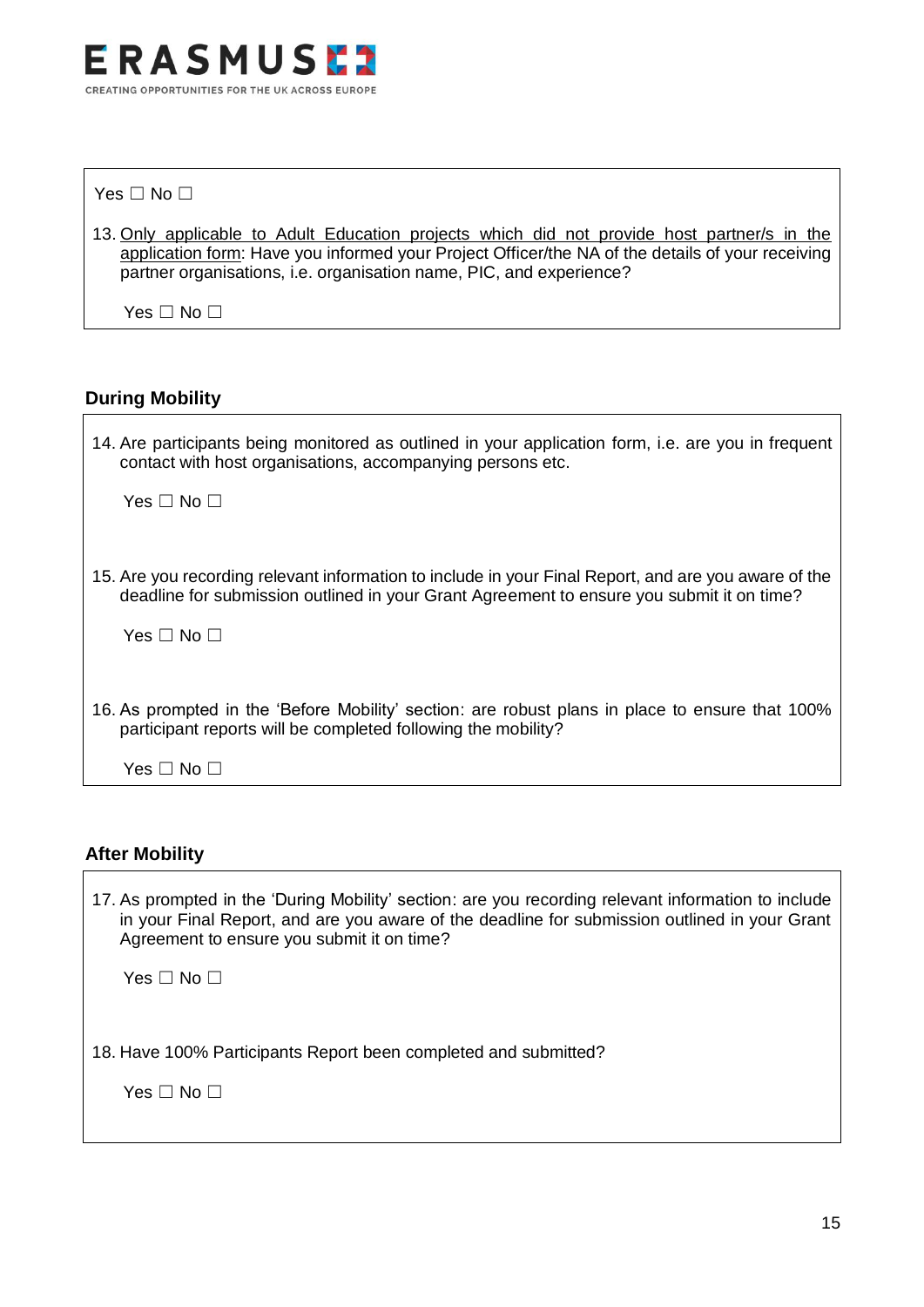Yes ☐ No ☐

13. Only applicable to Adult Education projects which did not provide host partner/s in the application form: Have you informed your Project Officer/the NA of the details of your receiving partner organisations, i.e. organisation name, PIC, and experience?

    Yes ☐ No ☐

### During Mobility

14. Are participants being monitored as outlined in your application form, i.e. are you in frequent contact with host organisations, accompanying persons etc.

    Yes ☐ No ☐

15. Are you recording relevant information to include in your Final Report, and are you aware of the deadline for submission outlined in your Grant Agreement to ensure you submit it on time?

    Yes ☐ No ☐

16. As prompted in the 'Before Mobility' section: are robust plans in place to ensure that 100% participant reports will be completed following the mobility?

    Yes ☐ No ☐

### After Mobility

17. As prompted in the 'During Mobility' section: are you recording relevant information to include in your Final Report, and are you aware of the deadline for submission outlined in your Grant Agreement to ensure you submit it on time?

    Yes ☐ No ☐

18. Have 100% Participants Report been completed and submitted?

    Yes ☐ No ☐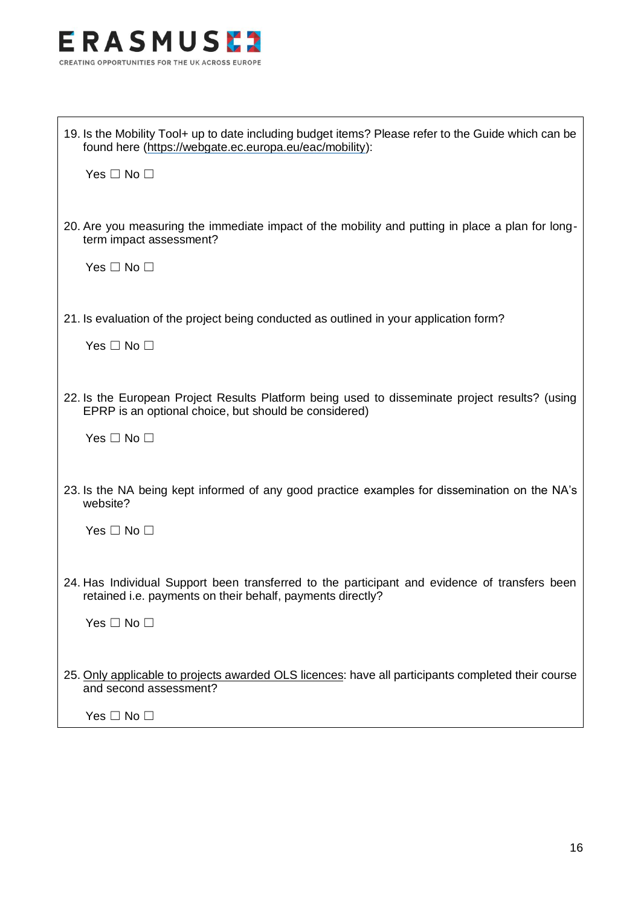19. Is the Mobility Tool+ up to date including budget items? Please refer to the Guide which can be found here (https://webgate.ec.europa.eu/eac/mobility):

    Yes ☐ No ☐

20. Are you measuring the immediate impact of the mobility and putting in place a plan for long-term impact assessment?

    Yes ☐ No ☐

21. Is evaluation of the project being conducted as outlined in your application form?

    Yes ☐ No ☐

22. Is the European Project Results Platform being used to disseminate project results? (using EPRP is an optional choice, but should be considered)

    Yes ☐ No ☐

23. Is the NA being kept informed of any good practice examples for dissemination on the NA's website?

    Yes ☐ No ☐

24. Has Individual Support been transferred to the participant and evidence of transfers been retained i.e. payments on their behalf, payments directly?

    Yes ☐ No ☐

25. Only applicable to projects awarded OLS licences: have all participants completed their course and second assessment?

    Yes ☐ No ☐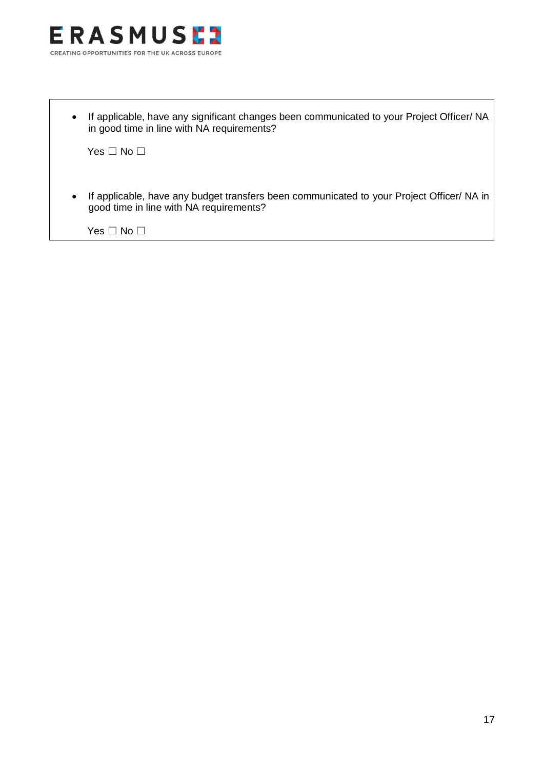- If applicable, have any significant changes been communicated to your Project Officer/ NA in good time in line with NA requirements?

  Yes ☐ No ☐

- If applicable, have any budget transfers been communicated to your Project Officer/ NA in good time in line with NA requirements?

  Yes ☐ No ☐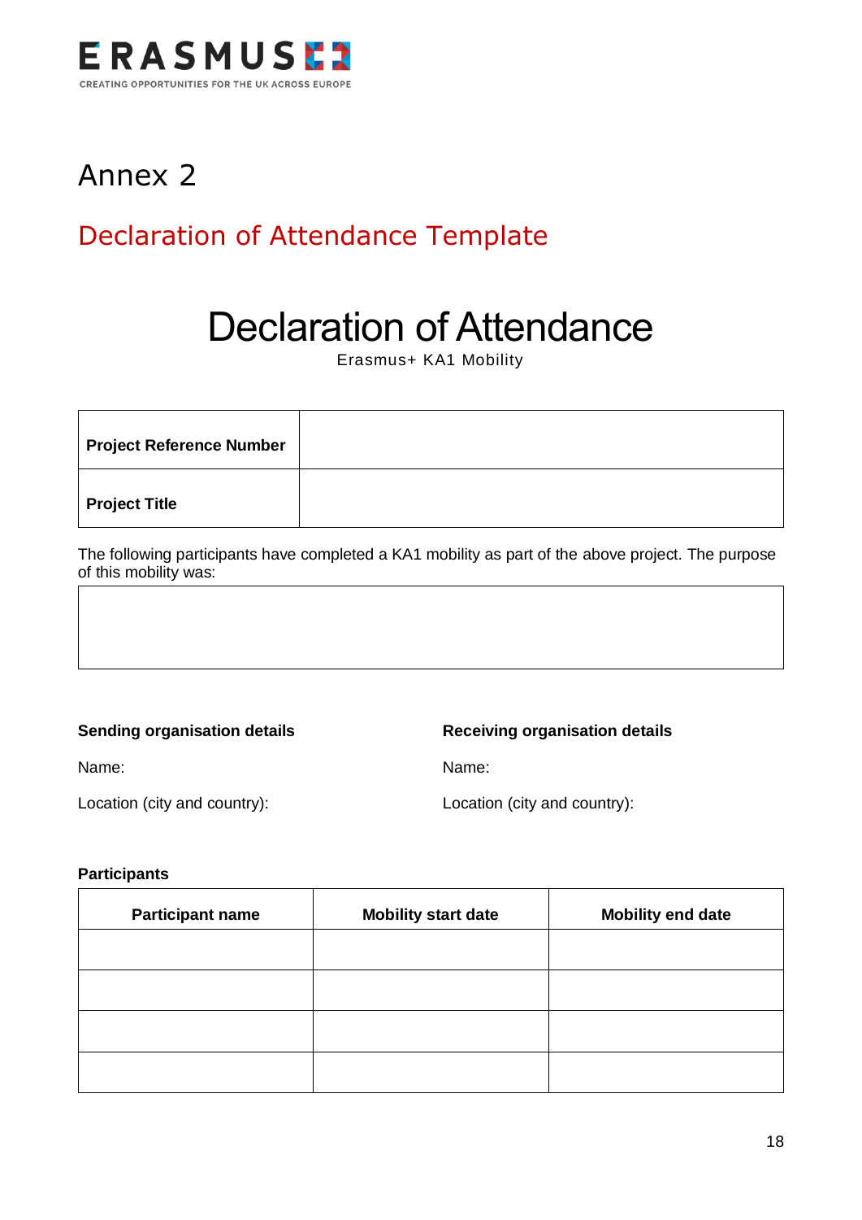# Annex 2

## Declaration of Attendance Template

# Declaration of Attendance

Erasmus+ KA1 Mobility

| **Project Reference Number** | |
|---|---|
| **Project Title** | |

The following participants have completed a KA1 mobility as part of the above project. The purpose of this mobility was:

| |
|---|
| |

**Sending organisation details**

Name:

Location (city and country):

**Receiving organisation details**

Name:

Location (city and country):

**Participants**

| Participant name | Mobility start date | Mobility end date |
|---|---|---|
| | | |
| | | |
| | | |
| | | |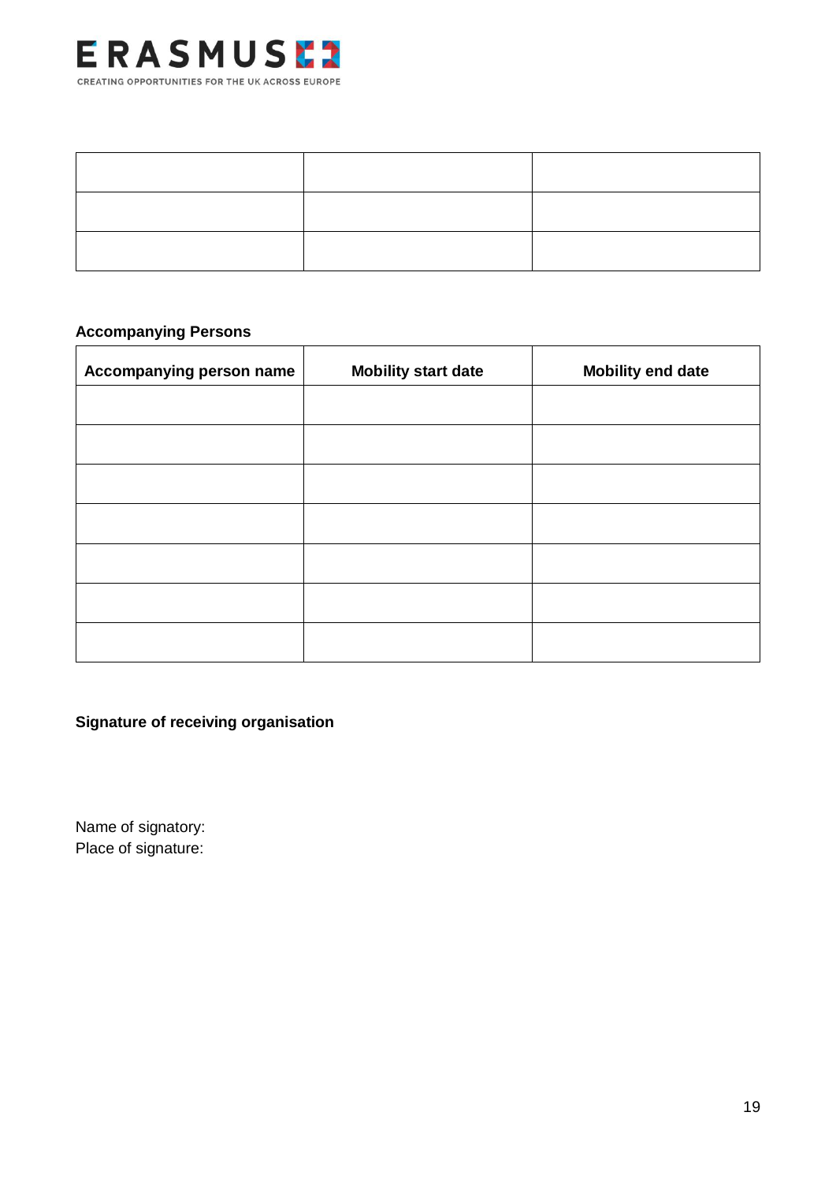| | | |
|---|---|---|
| | | |
| | | |
| | | |

**Accompanying Persons**

| Accompanying person name | Mobility start date | Mobility end date |
|---|---|---|
| | | |
| | | |
| | | |
| | | |
| | | |
| | | |
| | | |

**Signature of receiving organisation**

Name of signatory:
Place of signature: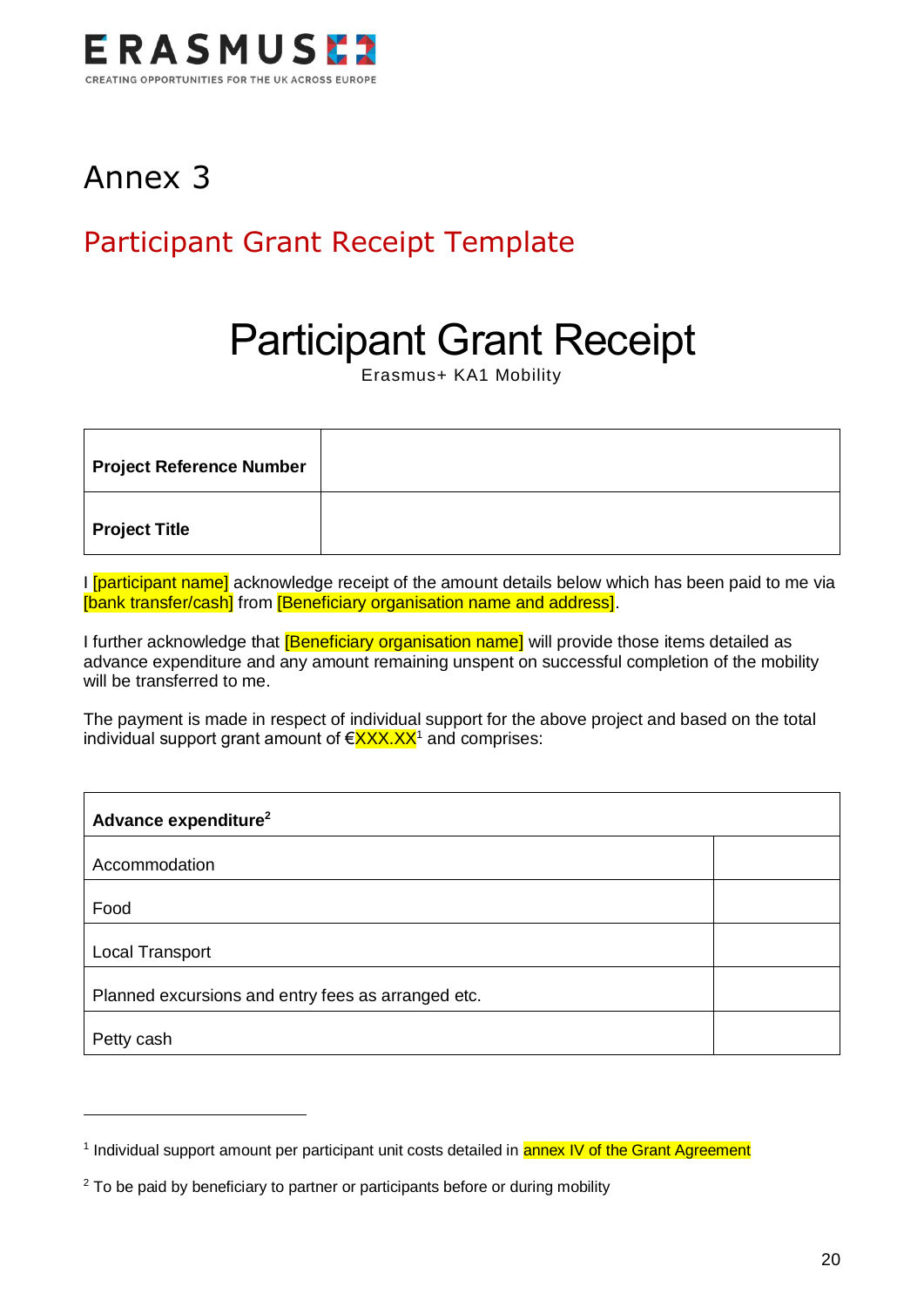# Annex 3

## Participant Grant Receipt Template

# Participant Grant Receipt

Erasmus+ KA1 Mobility

| **Project Reference Number** | |
|---|---|
| **Project Title** | |

I [participant name] acknowledge receipt of the amount details below which has been paid to me via [bank transfer/cash] from [Beneficiary organisation name and address].

I further acknowledge that [Beneficiary organisation name] will provide those items detailed as advance expenditure and any amount remaining unspent on successful completion of the mobility will be transferred to me.

The payment is made in respect of individual support for the above project and based on the total individual support grant amount of €XXX.XX[1] and comprises:

| **Advance expenditure**[2] | |
|---|---|
| Accommodation | |
| Food | |
| Local Transport | |
| Planned excursions and entry fees as arranged etc. | |
| Petty cash | |

[1] Individual support amount per participant unit costs detailed in annex IV of the Grant Agreement

[2] To be paid by beneficiary to partner or participants before or during mobility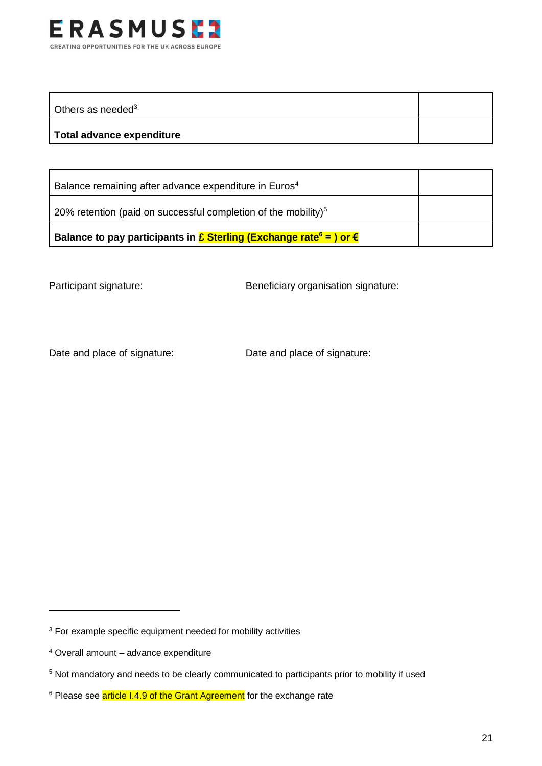| | |
|---|---|
| Others as needed[3] | |
| **Total advance expenditure** | |

| | |
|---|---|
| Balance remaining after advance expenditure in Euros[4] | |
| 20% retention (paid on successful completion of the mobility)[5] | |
| **Balance to pay participants in £ Sterling (Exchange rate[6] = ) or €** | |

Participant signature:

Date and place of signature:

Beneficiary organisation signature:

Date and place of signature:

---

[3] For example specific equipment needed for mobility activities

[4] Overall amount – advance expenditure

[5] Not mandatory and needs to be clearly communicated to participants prior to mobility if used

[6] Please see article I.4.9 of the Grant Agreement for the exchange rate